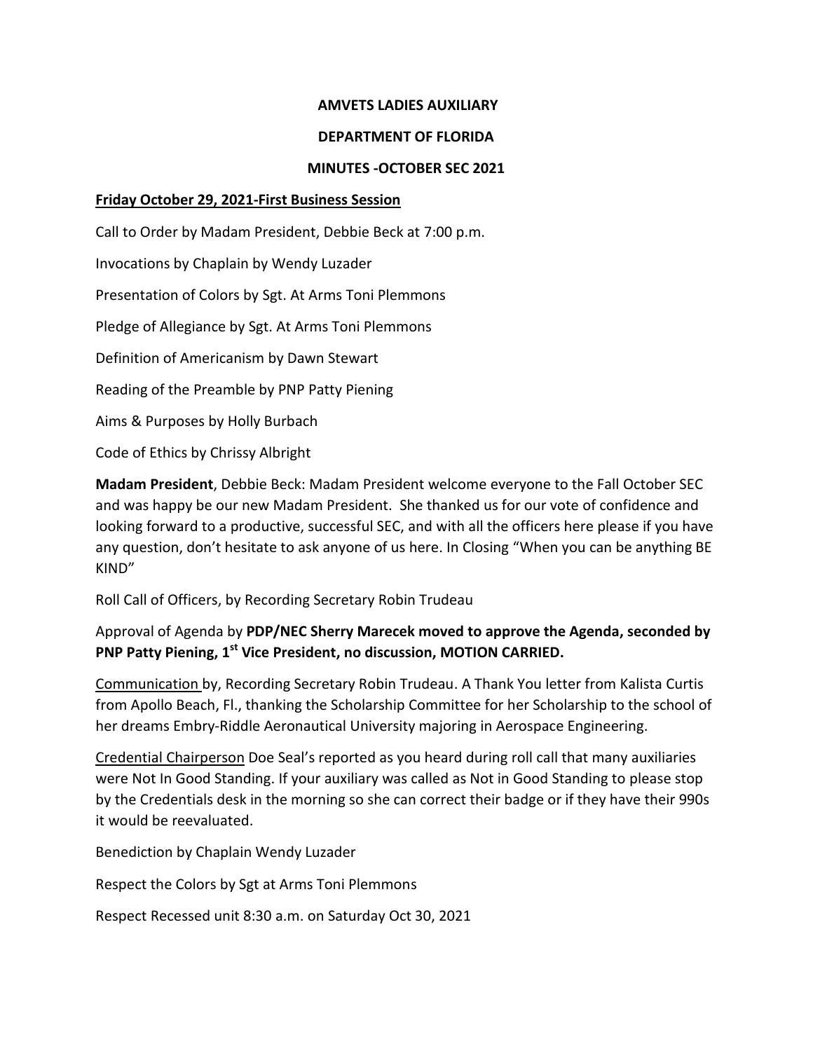**AMVETS LADIES AUXILIARY**

**DEPARTMENT OF FLORIDA**

**MINUTES -OCTOBER SEC 2021**

**Friday October 29, 2021-First Business Session**

Call to Order by Madam President, Debbie Beck at 7:00 p.m.

Invocations by Chaplain by Wendy Luzader

Presentation of Colors by Sgt. At Arms Toni Plemmons

Pledge of Allegiance by Sgt. At Arms Toni Plemmons

Definition of Americanism by Dawn Stewart

Reading of the Preamble by PNP Patty Piening

Aims & Purposes by Holly Burbach

Code of Ethics by Chrissy Albright

**Madam President**, Debbie Beck: Madam President welcome everyone to the Fall October SEC and was happy be our new Madam President. She thanked us for our vote of confidence and looking forward to a productive, successful SEC, and with all the officers here please if you have any question, don't hesitate to ask anyone of us here. In Closing "When you can be anything BE KIND"

Roll Call of Officers, by Recording Secretary Robin Trudeau

Approval of Agenda by **PDP/NEC Sherry Marecek moved to approve the Agenda, seconded by PNP Patty Piening, 1st Vice President, no discussion, MOTION CARRIED.**

Communication by, Recording Secretary Robin Trudeau. A Thank You letter from Kalista Curtis from Apollo Beach, Fl., thanking the Scholarship Committee for her Scholarship to the school of her dreams Embry-Riddle Aeronautical University majoring in Aerospace Engineering.

Credential Chairperson Doe Seal's reported as you heard during roll call that many auxiliaries were Not In Good Standing. If your auxiliary was called as Not in Good Standing to please stop by the Credentials desk in the morning so she can correct their badge or if they have their 990s it would be reevaluated.

Benediction by Chaplain Wendy Luzader

Respect the Colors by Sgt at Arms Toni Plemmons

Respect Recessed unit 8:30 a.m. on Saturday Oct 30, 2021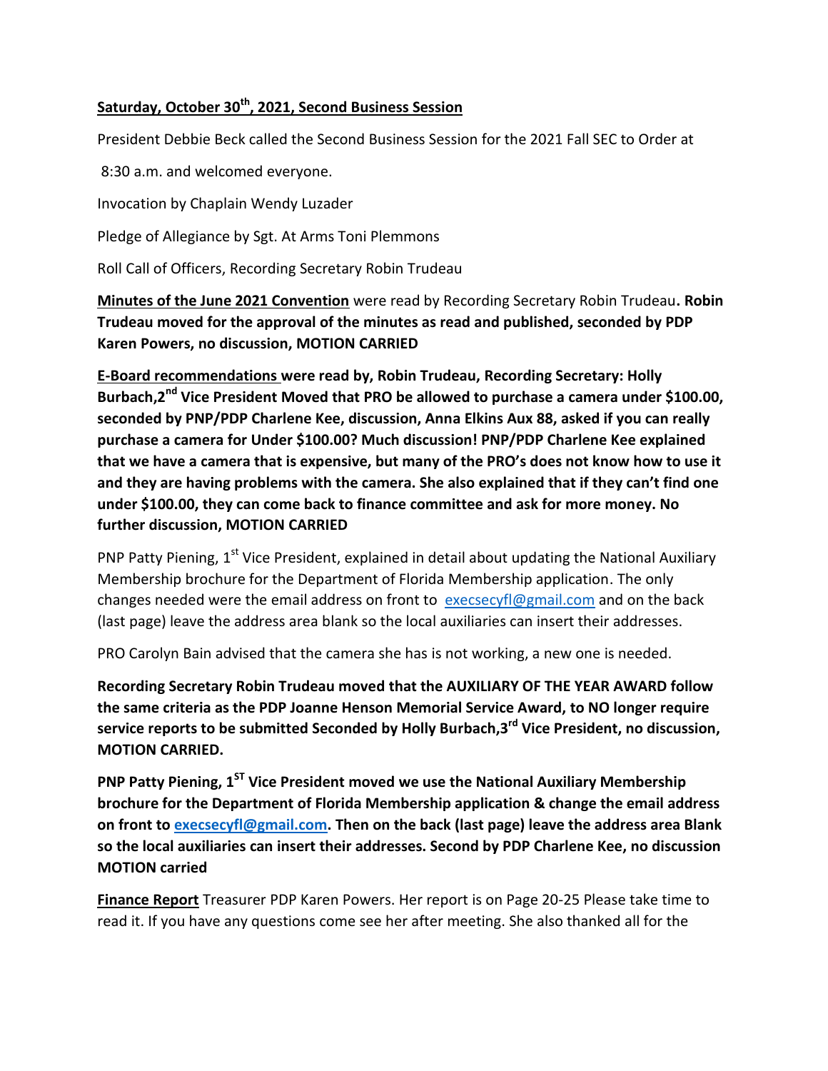**<u>Saturday, October 30th, 2021, Second Business Session</u>**

President Debbie Beck called the Second Business Session for the 2021 Fall SEC to Order at

8:30 a.m. and welcomed everyone.

Invocation by Chaplain Wendy Luzader

Pledge of Allegiance by Sgt. At Arms Toni Plemmons

Roll Call of Officers, Recording Secretary Robin Trudeau

**<u>Minutes of the June 2021 Convention</u>** were read by Recording Secretary Robin Trudeau**. Robin Trudeau moved for the approval of the minutes as read and published, seconded by PDP Karen Powers, no discussion, MOTION CARRIED**

**<u>E-Board recommendations</u> were read by, Robin Trudeau, Recording Secretary: Holly Burbach,2nd Vice President Moved that PRO be allowed to purchase a camera under $100.00, seconded by PNP/PDP Charlene Kee, discussion, Anna Elkins Aux 88, asked if you can really purchase a camera for Under $100.00? Much discussion! PNP/PDP Charlene Kee explained that we have a camera that is expensive, but many of the PRO's does not know how to use it and they are having problems with the camera. She also explained that if they can't find one under $100.00, they can come back to finance committee and ask for more money. No further discussion, MOTION CARRIED**

PNP Patty Piening, 1st Vice President, explained in detail about updating the National Auxiliary Membership brochure for the Department of Florida Membership application. The only changes needed were the email address on front to execsecyfl@gmail.com and on the back (last page) leave the address area blank so the local auxiliaries can insert their addresses.

PRO Carolyn Bain advised that the camera she has is not working, a new one is needed.

**Recording Secretary Robin Trudeau moved that the AUXILIARY OF THE YEAR AWARD follow the same criteria as the PDP Joanne Henson Memorial Service Award, to NO longer require service reports to be submitted Seconded by Holly Burbach,3rd Vice President, no discussion, MOTION CARRIED.**

**PNP Patty Piening, 1ST Vice President moved we use the National Auxiliary Membership brochure for the Department of Florida Membership application & change the email address on front to execsecyfl@gmail.com. Then on the back (last page) leave the address area Blank so the local auxiliaries can insert their addresses. Second by PDP Charlene Kee, no discussion MOTION carried**

**<u>Finance Report</u>** Treasurer PDP Karen Powers. Her report is on Page 20-25 Please take time to read it. If you have any questions come see her after meeting. She also thanked all for the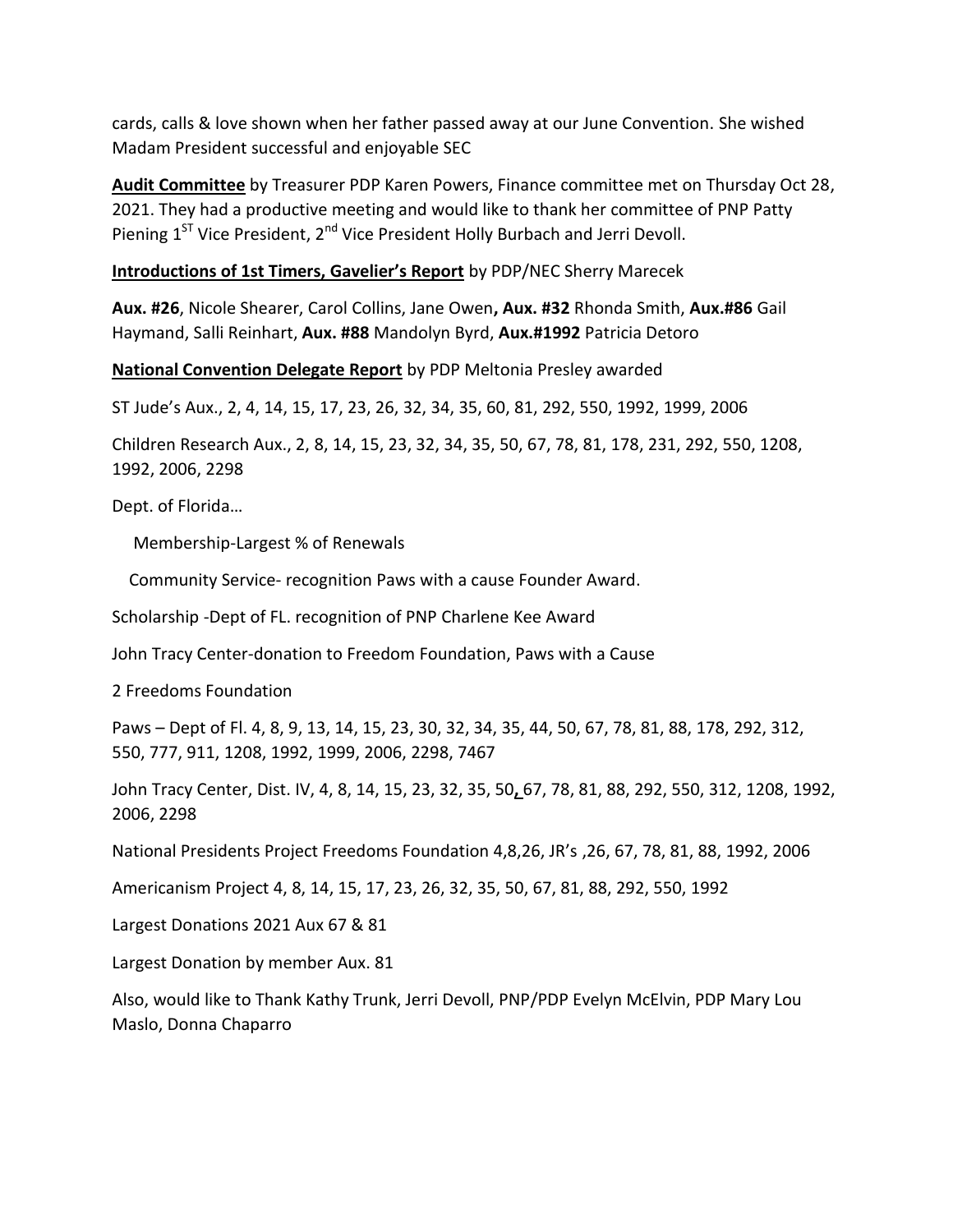cards, calls & love shown when her father passed away at our June Convention. She wished Madam President successful and enjoyable SEC

**Audit Committee** by Treasurer PDP Karen Powers, Finance committee met on Thursday Oct 28, 2021. They had a productive meeting and would like to thank her committee of PNP Patty Piening 1ST Vice President, 2nd Vice President Holly Burbach and Jerri Devoll.

**Introductions of 1st Timers, Gavelier's Report** by PDP/NEC Sherry Marecek

**Aux. #26**, Nicole Shearer, Carol Collins, Jane Owen**, Aux. #32** Rhonda Smith, **Aux.#86** Gail Haymand, Salli Reinhart, **Aux. #88** Mandolyn Byrd, **Aux.#1992** Patricia Detoro

**National Convention Delegate Report** by PDP Meltonia Presley awarded

ST Jude's Aux., 2, 4, 14, 15, 17, 23, 26, 32, 34, 35, 60, 81, 292, 550, 1992, 1999, 2006

Children Research Aux., 2, 8, 14, 15, 23, 32, 34, 35, 50, 67, 78, 81, 178, 231, 292, 550, 1208, 1992, 2006, 2298

Dept. of Florida…

Membership-Largest % of Renewals

Community Service- recognition Paws with a cause Founder Award.

Scholarship -Dept of FL. recognition of PNP Charlene Kee Award

John Tracy Center-donation to Freedom Foundation, Paws with a Cause

2 Freedoms Foundation

Paws – Dept of Fl. 4, 8, 9, 13, 14, 15, 23, 30, 32, 34, 35, 44, 50, 67, 78, 81, 88, 178, 292, 312, 550, 777, 911, 1208, 1992, 1999, 2006, 2298, 7467

John Tracy Center, Dist. IV, 4, 8, 14, 15, 23, 32, 35, 50, 67, 78, 81, 88, 292, 550, 312, 1208, 1992, 2006, 2298

National Presidents Project Freedoms Foundation 4,8,26, JR's ,26, 67, 78, 81, 88, 1992, 2006

Americanism Project 4, 8, 14, 15, 17, 23, 26, 32, 35, 50, 67, 81, 88, 292, 550, 1992

Largest Donations 2021 Aux 67 & 81

Largest Donation by member Aux. 81

Also, would like to Thank Kathy Trunk, Jerri Devoll, PNP/PDP Evelyn McElvin, PDP Mary Lou Maslo, Donna Chaparro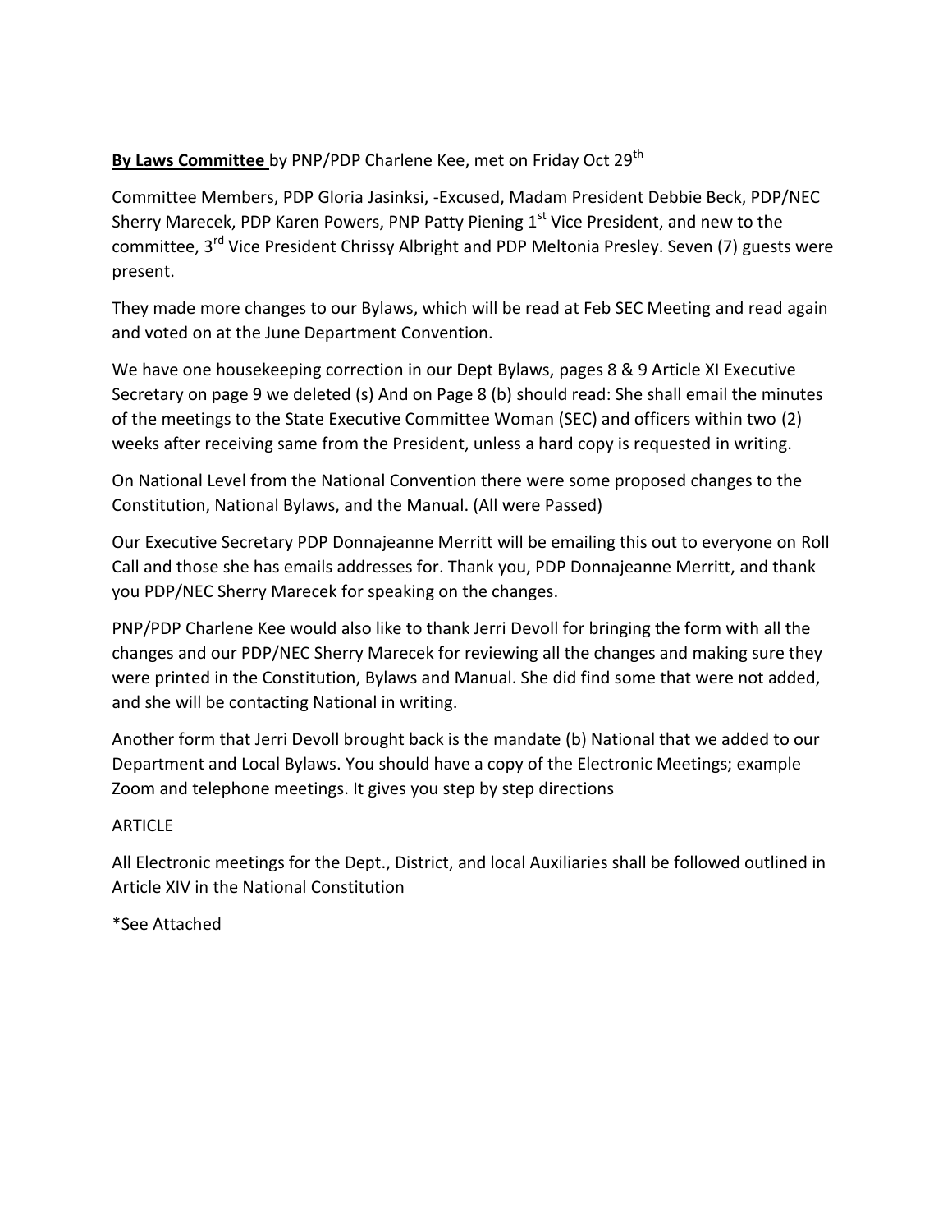**By Laws Committee** by PNP/PDP Charlene Kee, met on Friday Oct 29th

Committee Members, PDP Gloria Jasinksi, -Excused, Madam President Debbie Beck, PDP/NEC Sherry Marecek, PDP Karen Powers, PNP Patty Piening 1st Vice President, and new to the committee, 3rd Vice President Chrissy Albright and PDP Meltonia Presley. Seven (7) guests were present.

They made more changes to our Bylaws, which will be read at Feb SEC Meeting and read again and voted on at the June Department Convention.

We have one housekeeping correction in our Dept Bylaws, pages 8 & 9 Article XI Executive Secretary on page 9 we deleted (s) And on Page 8 (b) should read: She shall email the minutes of the meetings to the State Executive Committee Woman (SEC) and officers within two (2) weeks after receiving same from the President, unless a hard copy is requested in writing.

On National Level from the National Convention there were some proposed changes to the Constitution, National Bylaws, and the Manual. (All were Passed)

Our Executive Secretary PDP Donnajeanne Merritt will be emailing this out to everyone on Roll Call and those she has emails addresses for. Thank you, PDP Donnajeanne Merritt, and thank you PDP/NEC Sherry Marecek for speaking on the changes.

PNP/PDP Charlene Kee would also like to thank Jerri Devoll for bringing the form with all the changes and our PDP/NEC Sherry Marecek for reviewing all the changes and making sure they were printed in the Constitution, Bylaws and Manual. She did find some that were not added, and she will be contacting National in writing.

Another form that Jerri Devoll brought back is the mandate (b) National that we added to our Department and Local Bylaws. You should have a copy of the Electronic Meetings; example Zoom and telephone meetings. It gives you step by step directions

ARTICLE

All Electronic meetings for the Dept., District, and local Auxiliaries shall be followed outlined in Article XIV in the National Constitution

*See Attached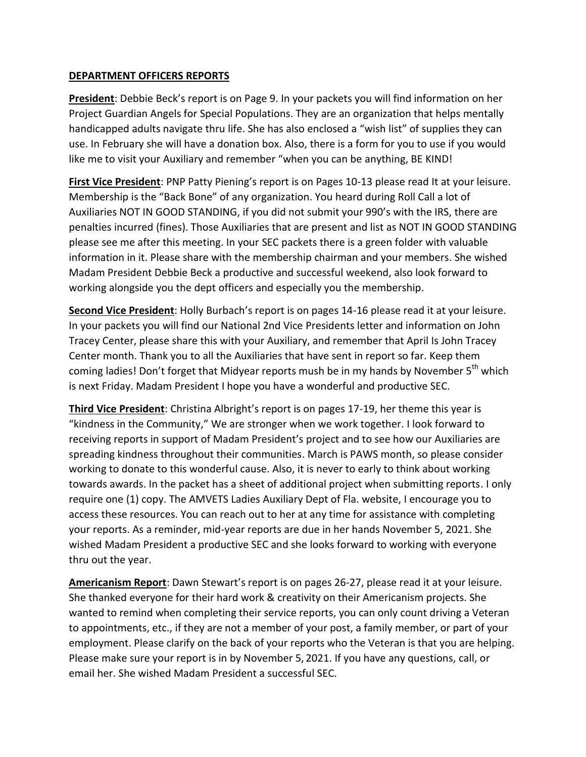**DEPARTMENT OFFICERS REPORTS**

**President**: Debbie Beck's report is on Page 9. In your packets you will find information on her Project Guardian Angels for Special Populations. They are an organization that helps mentally handicapped adults navigate thru life. She has also enclosed a "wish list" of supplies they can use. In February she will have a donation box. Also, there is a form for you to use if you would like me to visit your Auxiliary and remember "when you can be anything, BE KIND!

**First Vice President**: PNP Patty Piening's report is on Pages 10-13 please read It at your leisure. Membership is the "Back Bone" of any organization. You heard during Roll Call a lot of Auxiliaries NOT IN GOOD STANDING, if you did not submit your 990's with the IRS, there are penalties incurred (fines). Those Auxiliaries that are present and list as NOT IN GOOD STANDING please see me after this meeting. In your SEC packets there is a green folder with valuable information in it. Please share with the membership chairman and your members. She wished Madam President Debbie Beck a productive and successful weekend, also look forward to working alongside you the dept officers and especially you the membership.

**Second Vice President**: Holly Burbach's report is on pages 14-16 please read it at your leisure. In your packets you will find our National 2nd Vice Presidents letter and information on John Tracey Center, please share this with your Auxiliary, and remember that April Is John Tracey Center month. Thank you to all the Auxiliaries that have sent in report so far. Keep them coming ladies! Don't forget that Midyear reports mush be in my hands by November 5th which is next Friday. Madam President I hope you have a wonderful and productive SEC.

**Third Vice President**: Christina Albright's report is on pages 17-19, her theme this year is "kindness in the Community," We are stronger when we work together. I look forward to receiving reports in support of Madam President's project and to see how our Auxiliaries are spreading kindness throughout their communities. March is PAWS month, so please consider working to donate to this wonderful cause. Also, it is never to early to think about working towards awards. In the packet has a sheet of additional project when submitting reports. I only require one (1) copy. The AMVETS Ladies Auxiliary Dept of Fla. website, I encourage you to access these resources. You can reach out to her at any time for assistance with completing your reports. As a reminder, mid-year reports are due in her hands November 5, 2021. She wished Madam President a productive SEC and she looks forward to working with everyone thru out the year.

**Americanism Report**: Dawn Stewart's report is on pages 26-27, please read it at your leisure. She thanked everyone for their hard work & creativity on their Americanism projects. She wanted to remind when completing their service reports, you can only count driving a Veteran to appointments, etc., if they are not a member of your post, a family member, or part of your employment. Please clarify on the back of your reports who the Veteran is that you are helping. Please make sure your report is in by November 5, 2021. If you have any questions, call, or email her. She wished Madam President a successful SEC.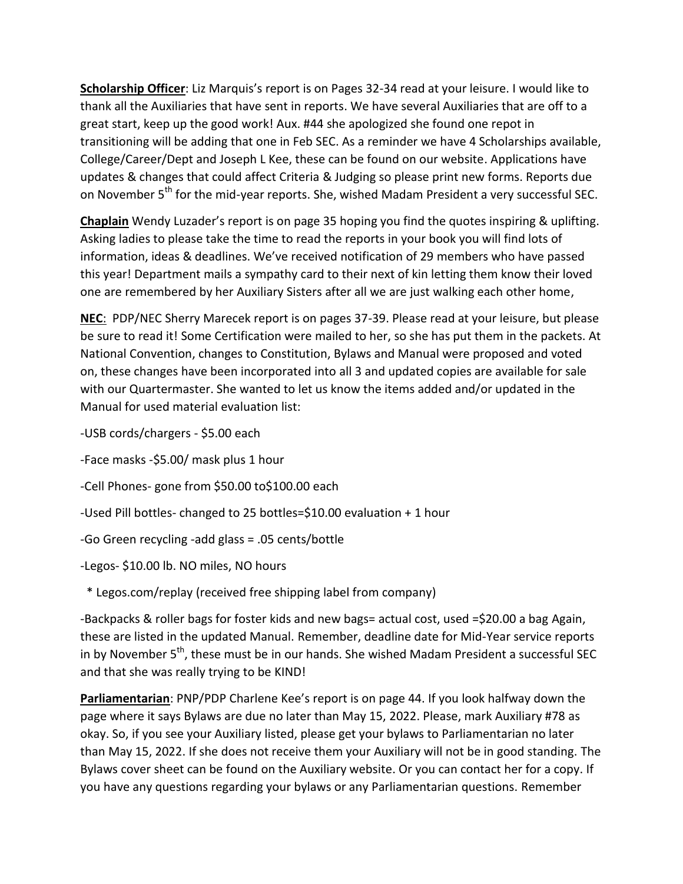**Scholarship Officer**: Liz Marquis's report is on Pages 32-34 read at your leisure. I would like to thank all the Auxiliaries that have sent in reports. We have several Auxiliaries that are off to a great start, keep up the good work! Aux. #44 she apologized she found one repot in transitioning will be adding that one in Feb SEC. As a reminder we have 4 Scholarships available, College/Career/Dept and Joseph L Kee, these can be found on our website. Applications have updates & changes that could affect Criteria & Judging so please print new forms. Reports due on November 5th for the mid-year reports. She, wished Madam President a very successful SEC.

**Chaplain** Wendy Luzader's report is on page 35 hoping you find the quotes inspiring & uplifting. Asking ladies to please take the time to read the reports in your book you will find lots of information, ideas & deadlines. We've received notification of 29 members who have passed this year! Department mails a sympathy card to their next of kin letting them know their loved one are remembered by her Auxiliary Sisters after all we are just walking each other home,

**NEC**: PDP/NEC Sherry Marecek report is on pages 37-39. Please read at your leisure, but please be sure to read it! Some Certification were mailed to her, so she has put them in the packets. At National Convention, changes to Constitution, Bylaws and Manual were proposed and voted on, these changes have been incorporated into all 3 and updated copies are available for sale with our Quartermaster. She wanted to let us know the items added and/or updated in the Manual for used material evaluation list:

-USB cords/chargers - $5.00 each

-Face masks -$5.00/ mask plus 1 hour

-Cell Phones- gone from $50.00 to$100.00 each

-Used Pill bottles- changed to 25 bottles=$10.00 evaluation + 1 hour

-Go Green recycling -add glass = .05 cents/bottle

-Legos- $10.00 lb. NO miles, NO hours

  * Legos.com/replay (received free shipping label from company)

-Backpacks & roller bags for foster kids and new bags= actual cost, used =$20.00 a bag Again, these are listed in the updated Manual. Remember, deadline date for Mid-Year service reports in by November 5th, these must be in our hands. She wished Madam President a successful SEC and that she was really trying to be KIND!

**Parliamentarian**: PNP/PDP Charlene Kee's report is on page 44. If you look halfway down the page where it says Bylaws are due no later than May 15, 2022. Please, mark Auxiliary #78 as okay. So, if you see your Auxiliary listed, please get your bylaws to Parliamentarian no later than May 15, 2022. If she does not receive them your Auxiliary will not be in good standing. The Bylaws cover sheet can be found on the Auxiliary website. Or you can contact her for a copy. If you have any questions regarding your bylaws or any Parliamentarian questions. Remember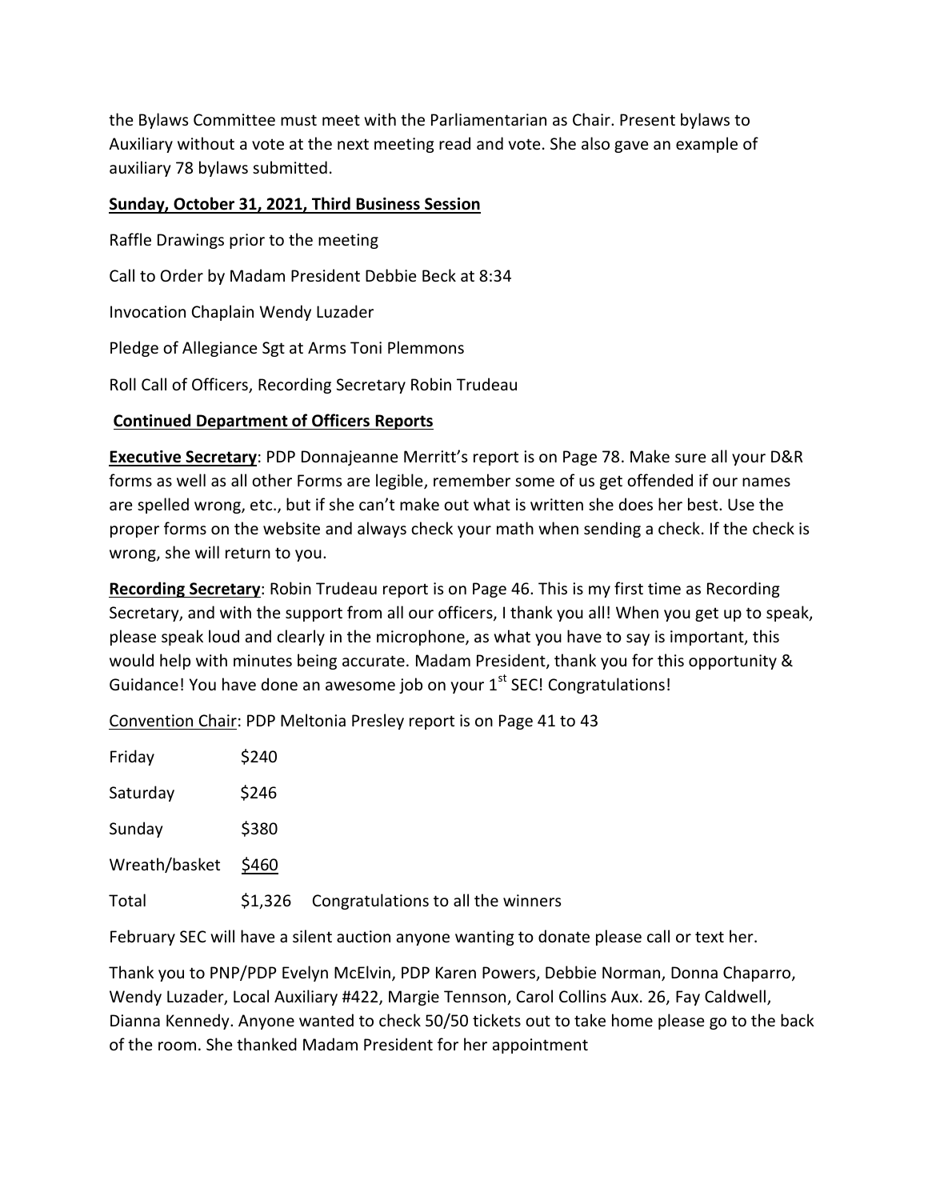the Bylaws Committee must meet with the Parliamentarian as Chair. Present bylaws to Auxiliary without a vote at the next meeting read and vote. She also gave an example of auxiliary 78 bylaws submitted.

**Sunday, October 31, 2021, Third Business Session**

Raffle Drawings prior to the meeting

Call to Order by Madam President Debbie Beck at 8:34

Invocation Chaplain Wendy Luzader

Pledge of Allegiance Sgt at Arms Toni Plemmons

Roll Call of Officers, Recording Secretary Robin Trudeau

**Continued Department of Officers Reports**

**Executive Secretary**: PDP Donnajeanne Merritt's report is on Page 78. Make sure all your D&R forms as well as all other Forms are legible, remember some of us get offended if our names are spelled wrong, etc., but if she can't make out what is written she does her best. Use the proper forms on the website and always check your math when sending a check. If the check is wrong, she will return to you.

**Recording Secretary**: Robin Trudeau report is on Page 46. This is my first time as Recording Secretary, and with the support from all our officers, I thank you all! When you get up to speak, please speak loud and clearly in the microphone, as what you have to say is important, this would help with minutes being accurate. Madam President, thank you for this opportunity & Guidance! You have done an awesome job on your 1st SEC! Congratulations!

Convention Chair: PDP Meltonia Presley report is on Page 41 to 43

| | | |
|---|---|---|
| Friday | \$240 | |
| Saturday | \$246 | |
| Sunday | \$380 | |
| Wreath/basket | \$460 | |
| Total | \$1,326 | Congratulations to all the winners |

February SEC will have a silent auction anyone wanting to donate please call or text her.

Thank you to PNP/PDP Evelyn McElvin, PDP Karen Powers, Debbie Norman, Donna Chaparro, Wendy Luzader, Local Auxiliary #422, Margie Tennson, Carol Collins Aux. 26, Fay Caldwell, Dianna Kennedy. Anyone wanted to check 50/50 tickets out to take home please go to the back of the room. She thanked Madam President for her appointment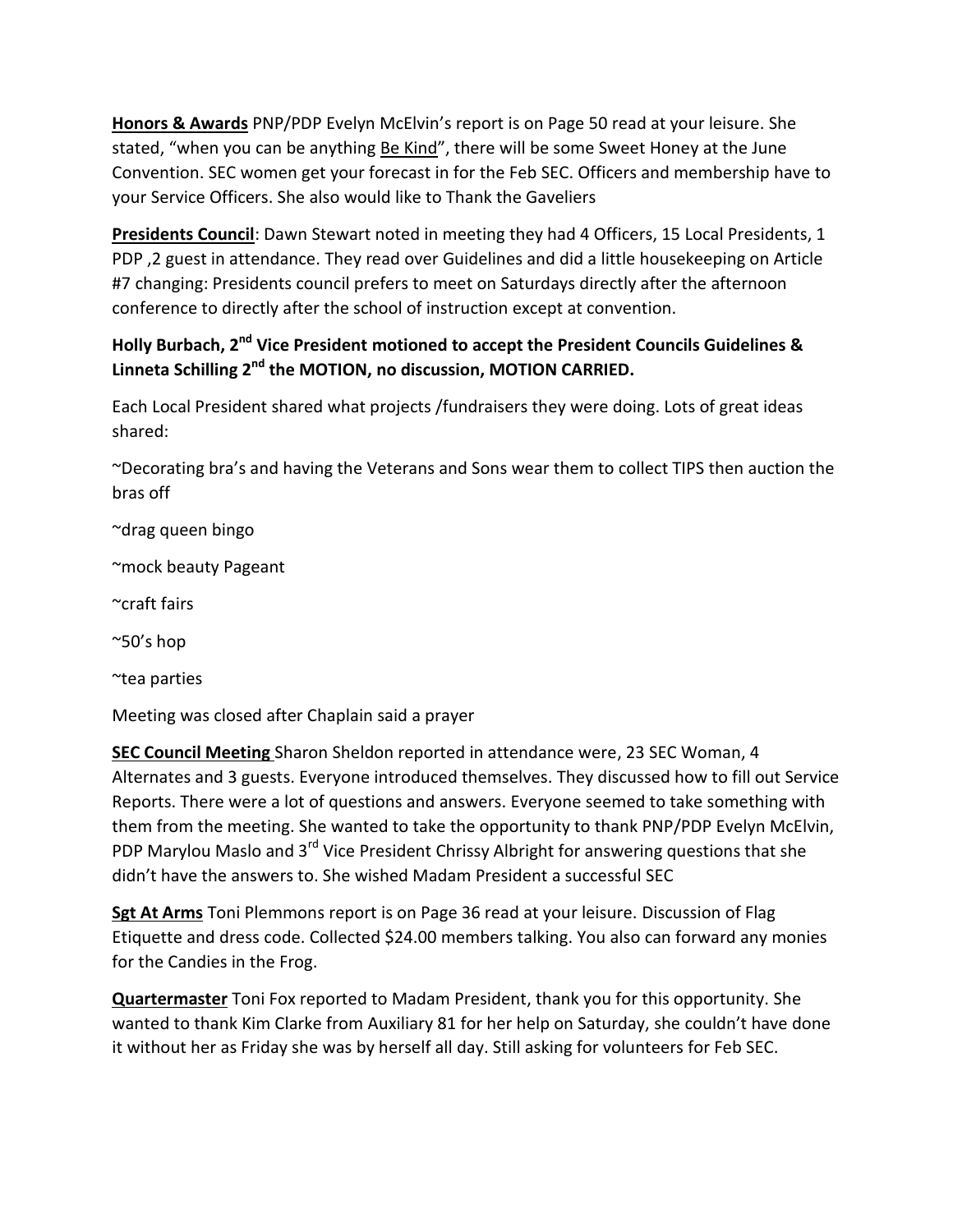**<u>Honors & Awards</u>** PNP/PDP Evelyn McElvin's report is on Page 50 read at your leisure. She stated, "when you can be anything <u>Be Kind</u>", there will be some Sweet Honey at the June Convention. SEC women get your forecast in for the Feb SEC. Officers and membership have to your Service Officers. She also would like to Thank the Gaveliers

**<u>Presidents Council</u>**: Dawn Stewart noted in meeting they had 4 Officers, 15 Local Presidents, 1 PDP ,2 guest in attendance. They read over Guidelines and did a little housekeeping on Article #7 changing: Presidents council prefers to meet on Saturdays directly after the afternoon conference to directly after the school of instruction except at convention.

**Holly Burbach, 2nd Vice President motioned to accept the President Councils Guidelines & Linneta Schilling 2nd the MOTION, no discussion, MOTION CARRIED.**

Each Local President shared what projects /fundraisers they were doing. Lots of great ideas shared:

~Decorating bra's and having the Veterans and Sons wear them to collect TIPS then auction the bras off

~drag queen bingo

~mock beauty Pageant

~craft fairs

~50's hop

~tea parties

Meeting was closed after Chaplain said a prayer

**<u>SEC Council Meeting</u>** Sharon Sheldon reported in attendance were, 23 SEC Woman, 4 Alternates and 3 guests. Everyone introduced themselves. They discussed how to fill out Service Reports. There were a lot of questions and answers. Everyone seemed to take something with them from the meeting. She wanted to take the opportunity to thank PNP/PDP Evelyn McElvin, PDP Marylou Maslo and 3rd Vice President Chrissy Albright for answering questions that she didn't have the answers to. She wished Madam President a successful SEC

**<u>Sgt At Arms</u>** Toni Plemmons report is on Page 36 read at your leisure. Discussion of Flag Etiquette and dress code. Collected $24.00 members talking. You also can forward any monies for the Candies in the Frog.

**<u>Quartermaster</u>** Toni Fox reported to Madam President, thank you for this opportunity. She wanted to thank Kim Clarke from Auxiliary 81 for her help on Saturday, she couldn't have done it without her as Friday she was by herself all day. Still asking for volunteers for Feb SEC.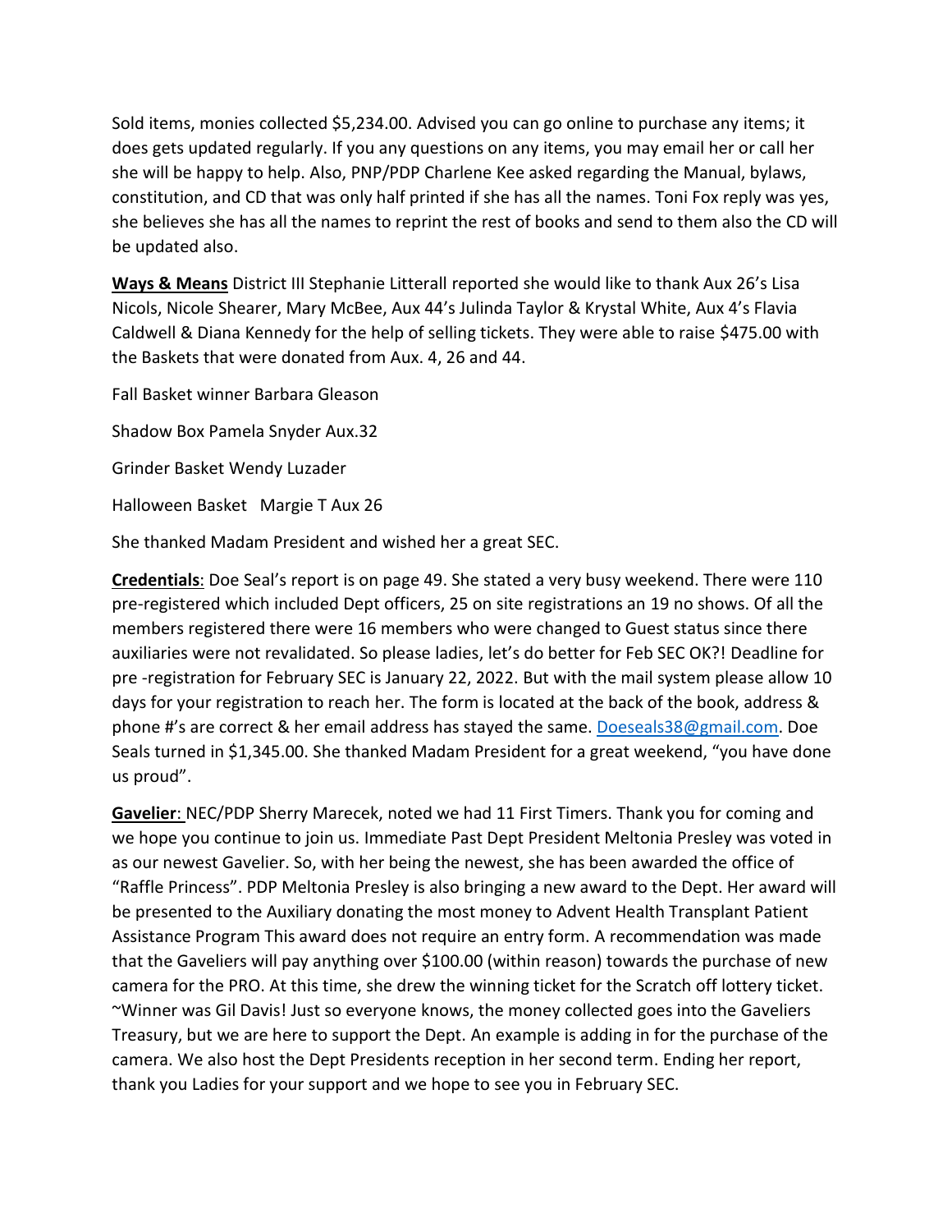Sold items, monies collected $5,234.00. Advised you can go online to purchase any items; it does gets updated regularly. If you any questions on any items, you may email her or call her she will be happy to help. Also, PNP/PDP Charlene Kee asked regarding the Manual, bylaws, constitution, and CD that was only half printed if she has all the names. Toni Fox reply was yes, she believes she has all the names to reprint the rest of books and send to them also the CD will be updated also.

**Ways & Means** District III Stephanie Litterall reported she would like to thank Aux 26's Lisa Nicols, Nicole Shearer, Mary McBee, Aux 44's Julinda Taylor & Krystal White, Aux 4's Flavia Caldwell & Diana Kennedy for the help of selling tickets. They were able to raise $475.00 with the Baskets that were donated from Aux. 4, 26 and 44.

Fall Basket winner Barbara Gleason

Shadow Box Pamela Snyder Aux.32

Grinder Basket Wendy Luzader

Halloween Basket Margie T Aux 26

She thanked Madam President and wished her a great SEC.

**Credentials**: Doe Seal's report is on page 49. She stated a very busy weekend. There were 110 pre-registered which included Dept officers, 25 on site registrations an 19 no shows. Of all the members registered there were 16 members who were changed to Guest status since there auxiliaries were not revalidated. So please ladies, let's do better for Feb SEC OK?! Deadline for pre -registration for February SEC is January 22, 2022. But with the mail system please allow 10 days for your registration to reach her. The form is located at the back of the book, address & phone #'s are correct & her email address has stayed the same. Doeseals38@gmail.com. Doe Seals turned in $1,345.00. She thanked Madam President for a great weekend, "you have done us proud".

**Gavelier**: NEC/PDP Sherry Marecek, noted we had 11 First Timers. Thank you for coming and we hope you continue to join us. Immediate Past Dept President Meltonia Presley was voted in as our newest Gavelier. So, with her being the newest, she has been awarded the office of "Raffle Princess". PDP Meltonia Presley is also bringing a new award to the Dept. Her award will be presented to the Auxiliary donating the most money to Advent Health Transplant Patient Assistance Program This award does not require an entry form. A recommendation was made that the Gaveliers will pay anything over $100.00 (within reason) towards the purchase of new camera for the PRO. At this time, she drew the winning ticket for the Scratch off lottery ticket. ~Winner was Gil Davis! Just so everyone knows, the money collected goes into the Gaveliers Treasury, but we are here to support the Dept. An example is adding in for the purchase of the camera. We also host the Dept Presidents reception in her second term. Ending her report, thank you Ladies for your support and we hope to see you in February SEC.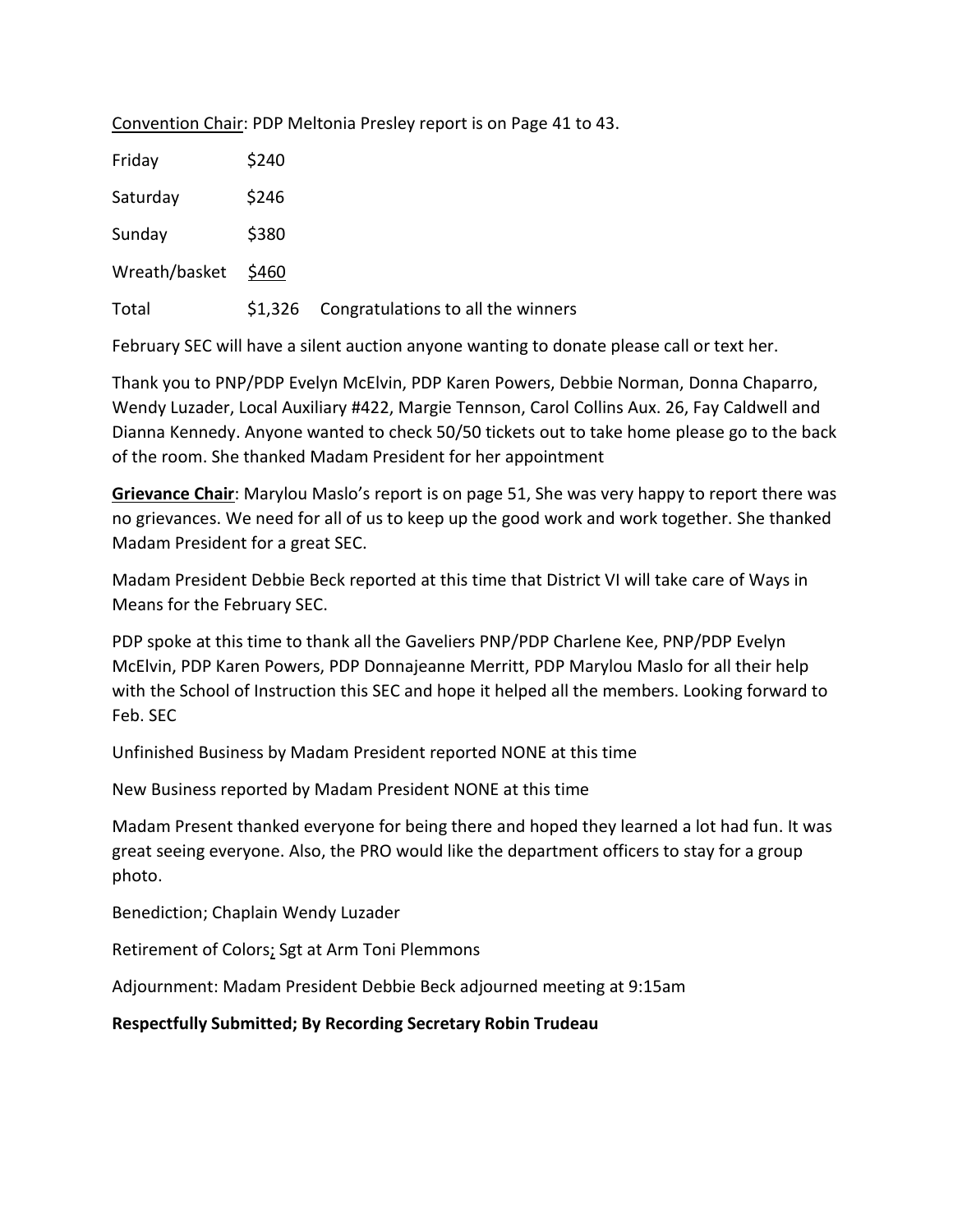Convention Chair: PDP Meltonia Presley report is on Page 41 to 43.

| | | |
|---|---|---|
| Friday | $240 | |
| Saturday | $246 | |
| Sunday | $380 | |
| Wreath/basket | $460 | |
| Total | $1,326 | Congratulations to all the winners |

February SEC will have a silent auction anyone wanting to donate please call or text her.

Thank you to PNP/PDP Evelyn McElvin, PDP Karen Powers, Debbie Norman, Donna Chaparro, Wendy Luzader, Local Auxiliary #422, Margie Tennson, Carol Collins Aux. 26, Fay Caldwell and Dianna Kennedy. Anyone wanted to check 50/50 tickets out to take home please go to the back of the room. She thanked Madam President for her appointment

**Grievance Chair**: Marylou Maslo's report is on page 51, She was very happy to report there was no grievances. We need for all of us to keep up the good work and work together. She thanked Madam President for a great SEC.

Madam President Debbie Beck reported at this time that District VI will take care of Ways in Means for the February SEC.

PDP spoke at this time to thank all the Gaveliers PNP/PDP Charlene Kee, PNP/PDP Evelyn McElvin, PDP Karen Powers, PDP Donnajeanne Merritt, PDP Marylou Maslo for all their help with the School of Instruction this SEC and hope it helped all the members. Looking forward to Feb. SEC

Unfinished Business by Madam President reported NONE at this time

New Business reported by Madam President NONE at this time

Madam Present thanked everyone for being there and hoped they learned a lot had fun. It was great seeing everyone. Also, the PRO would like the department officers to stay for a group photo.

Benediction; Chaplain Wendy Luzader

Retirement of Colors; Sgt at Arm Toni Plemmons

Adjournment: Madam President Debbie Beck adjourned meeting at 9:15am

**Respectfully Submitted; By Recording Secretary Robin Trudeau**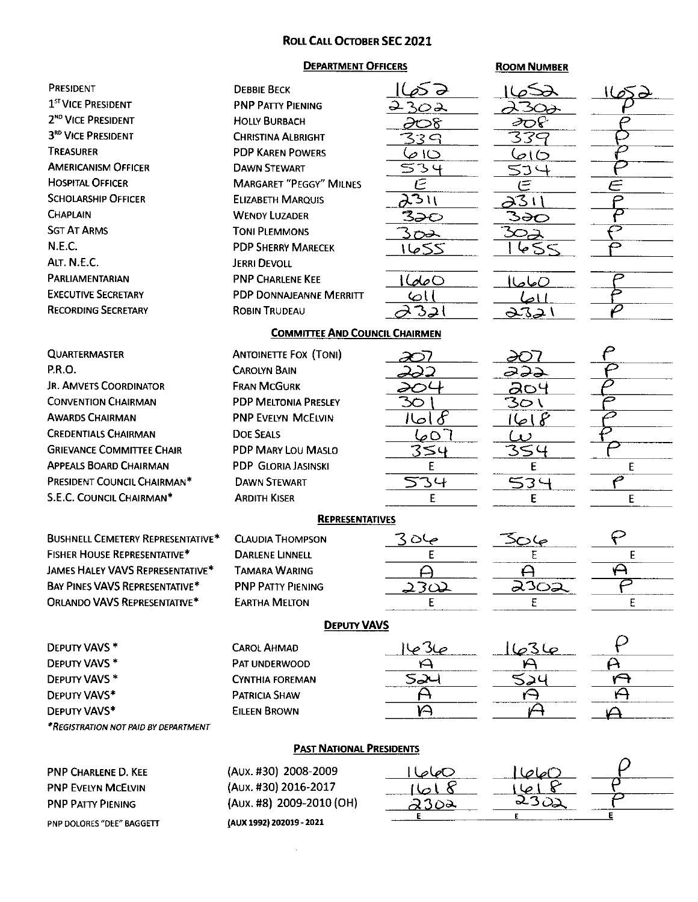# Roll Call October SEC 2021

## Department Officers

| | | Room Number | | |
|---|---|---|---|---|
| President | Debbie Beck | 1652 | 1652 | 1652 |
| 1st Vice President | PNP Patty Piening | 2302 | 2302 | P |
| 2nd Vice President | Holly Burbach | 208 | 208 | P |
| 3rd Vice President | Christina Albright | 339 | 339 | P |
| Treasurer | PDP Karen Powers | 610 | 610 | P |
| Americanism Officer | Dawn Stewart | 534 | 534 | P |
| Hospital Officer | Margaret "Peggy" Milnes | E | E | E |
| Scholarship Officer | Elizabeth Marquis | 2311 | 2311 | P |
| Chaplain | Wendy Luzader | 320 | 320 | P |
| Sgt At Arms | Toni Plemmons | 302 | 302 | P |
| N.E.C. | PDP Sherry Marecek | 1655 | 1655 | P |
| Alt. N.E.C. | Jerri Devoll | | | |
| Parliamentarian | PNP Charlene Kee | 1660 | 1660 | P |
| Executive Secretary | PDP Donnajeanne Merritt | 611 | 611 | P |
| Recording Secretary | Robin Trudeau | 2321 | 2321 | P |

## Committee and Council Chairmen

| | | | | |
|---|---|---|---|---|
| Quartermaster | Antoinette Fox (Toni) | 207 | 207 | P |
| P.R.O. | Carolyn Bain | 222 | 222 | P |
| Jr. AMVETS Coordinator | Fran McGurk | 204 | 204 | P |
| Convention Chairman | PDP Meltonia Presley | 301 | 301 | P |
| Awards Chairman | PNP Evelyn McElvin | 1618 | 1618 | P |
| Credentials Chairman | Doe Seals | 607 | W | P |
| Grievance Committee Chair | PDP Mary Lou Maslo | 354 | 354 | P |
| Appeals Board Chairman | PDP Gloria Jasinski | E | E | E |
| President Council Chairman* | Dawn Stewart | 534 | 534 | P |
| S.E.C. Council Chairman* | Ardith Kiser | E | E | E |

## Representatives

| | | | | |
|---|---|---|---|---|
| Bushnell Cemetery Representative* | Claudia Thompson | 306 | 306 | P |
| Fisher House Representative* | Darlene Linnell | E | E | E |
| James Haley VAVS Representative* | Tamara Waring | A | A | A |
| Bay Pines VAVS Representative* | PNP Patty Piening | 2302 | 2302 | P |
| Orlando VAVS Representative* | Eartha Melton | E | E | E |

## Deputy VAVS

| | | | | |
|---|---|---|---|---|
| Deputy VAVS * | Carol Ahmad | 1636 | 1636 | P |
| Deputy VAVS * | Pat Underwood | A | A | A |
| Deputy VAVS * | Cynthia Foreman | 524 | 524 | A |
| Deputy VAVS* | Patricia Shaw | A | A | A |
| Deputy VAVS* | Eileen Brown | A | A | A |

*Registration not paid by department

## Past National Presidents

| | | | | |
|---|---|---|---|---|
| PNP Charlene D. Kee | (Aux. #30) 2008-2009 | 1660 | 1660 | P |
| PNP Evelyn McElvin | (Aux. #30) 2016-2017 | 1618 | 1618 | P |
| PNP Patty Piening | (Aux. #8) 2009-2010 (OH) | 2302 | 2302 | P |
| PNP Dolores "Dee" Baggett | (Aux 1992) 202019 - 2021 | E | E | E |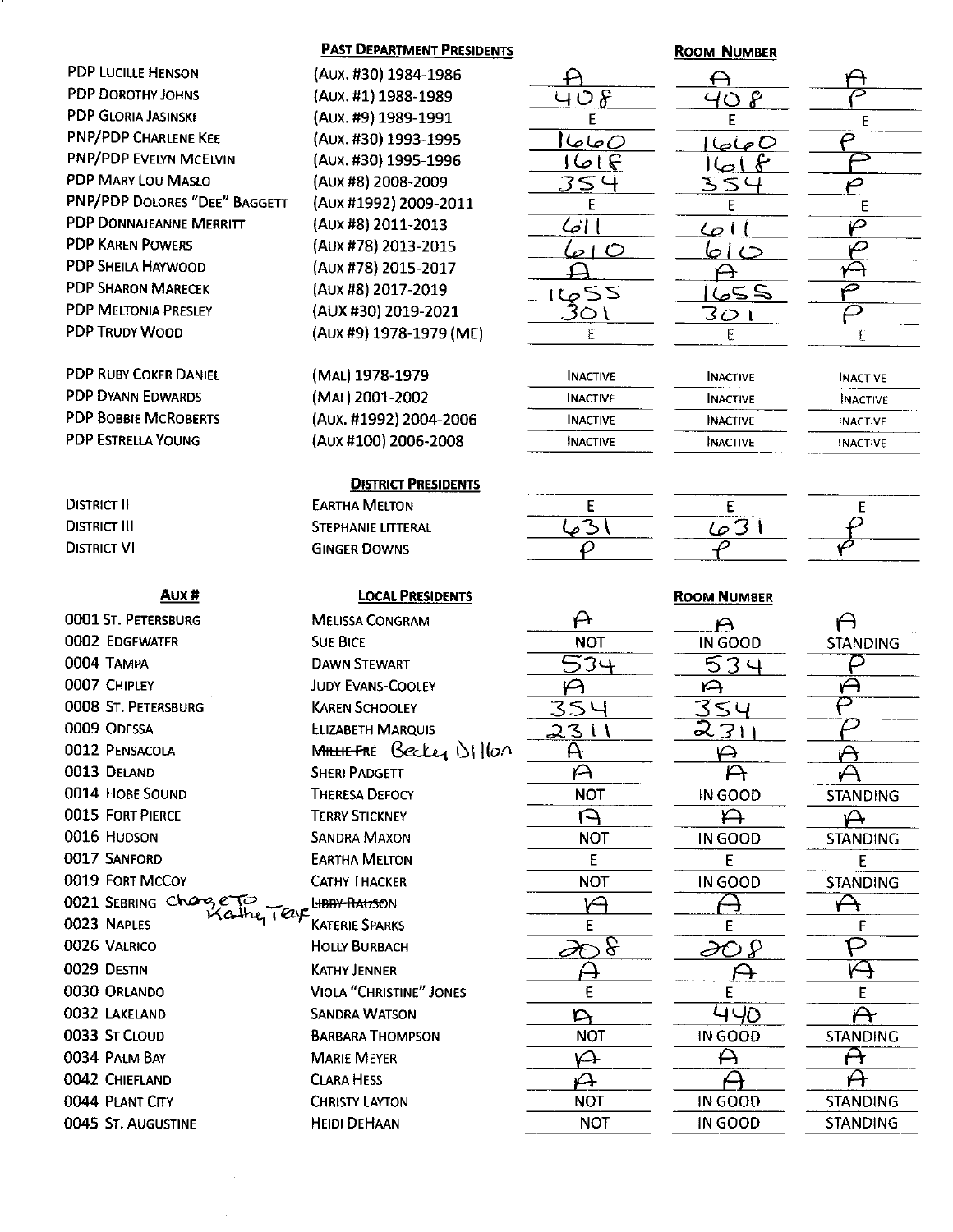| | **Past Department Presidents** | **Room Number** | | |
|---|---|---|---|---|
| PDP Lucille Henson | (Aux. #30) 1984-1986 | A | A | A |
| PDP Dorothy Johns | (Aux. #1) 1988-1989 | 408 | 408 | P |
| PDP Gloria Jasinski | (Aux. #9) 1989-1991 | E | E | E |
| PNP/PDP Charlene Kee | (Aux. #30) 1993-1995 | 1660 | 1660 | P |
| PNP/PDP Evelyn McElvin | (Aux. #30) 1995-1996 | 1618 | 1618 | P |
| PDP Mary Lou Maslo | (Aux #8) 2008-2009 | 354 | 354 | P |
| PNP/PDP Dolores "Dee" Baggett | (Aux #1992) 2009-2011 | E | E | E |
| PDP Donnajeanne Merritt | (Aux #8) 2011-2013 | 611 | 611 | P |
| PDP Karen Powers | (Aux #78) 2013-2015 | 610 | 610 | P |
| PDP Sheila Haywood | (Aux #78) 2015-2017 | A | A | A |
| PDP Sharon Marecek | (Aux #8) 2017-2019 | 1655 | 1655 | P |
| PDP Meltonia Presley | (AUX #30) 2019-2021 | 301 | 301 | P |
| PDP Trudy Wood | (Aux #9) 1978-1979 (ME) | E | E | E |
| PDP Ruby Coker Daniel | (Mal) 1978-1979 | Inactive | Inactive | Inactive |
| PDP Dyann Edwards | (Mal) 2001-2002 | Inactive | Inactive | Inactive |
| PDP Bobbie McRoberts | (Aux. #1992) 2004-2006 | Inactive | Inactive | Inactive |
| PDP Estrella Young | (Aux #100) 2006-2008 | Inactive | Inactive | Inactive |

| | **District Presidents** | | | |
|---|---|---|---|---|
| District II | Eartha Melton | E | E | E |
| District III | Stephanie Litteral | 631 | 631 | P |
| District VI | Ginger Downs | P | P | P |

| **Aux #** | **Local Presidents** | **Room Number** | | |
|---|---|---|---|---|
| 0001 St. Petersburg | Melissa Congram | A | A | A |
| 0002 Edgewater | Sue Bice | NOT | IN GOOD | STANDING |
| 0004 Tampa | Dawn Stewart | 534 | 534 | P |
| 0007 Chipley | Judy Evans-Cooley | A | A | A |
| 0008 St. Petersburg | Karen Schooley | 354 | 354 | P |
| 0009 Odessa | Elizabeth Marquis | 2311 | 2311 | P |
| 0012 Pensacola | ~~Millie Fre~~ Becky Dillon | A | A | A |
| 0013 DeLand | Sheri Padgett | A | A | A |
| 0014 Hobe Sound | Theresa Defocy | NOT | IN GOOD | STANDING |
| 0015 Fort Pierce | Terry Stickney | A | A | A |
| 0016 Hudson | Sandra Maxon | NOT | IN GOOD | STANDING |
| 0017 Sanford | Eartha Melton | E | E | E |
| 0019 Fort McCoy | Cathy Thacker | NOT | IN GOOD | STANDING |
| 0021 Sebring Change to Kathy Teaye | ~~Libby Rauson~~ | A | A | A |
| 0023 Naples | Katerie Sparks | E | E | E |
| 0026 Valrico | Holly Burbach | 208 | 208 | P |
| 0029 Destin | Kathy Jenner | A | A | A |
| 0030 Orlando | Viola "Christine" Jones | E | E | E |
| 0032 Lakeland | Sandra Watson | A | 440 | A |
| 0033 St Cloud | Barbara Thompson | NOT | IN GOOD | STANDING |
| 0034 Palm Bay | Marie Meyer | A | A | A |
| 0042 Chiefland | Clara Hess | A | A | A |
| 0044 Plant City | Christy Layton | NOT | IN GOOD | STANDING |
| 0045 St. Augustine | Heidi DeHaan | NOT | IN GOOD | STANDING |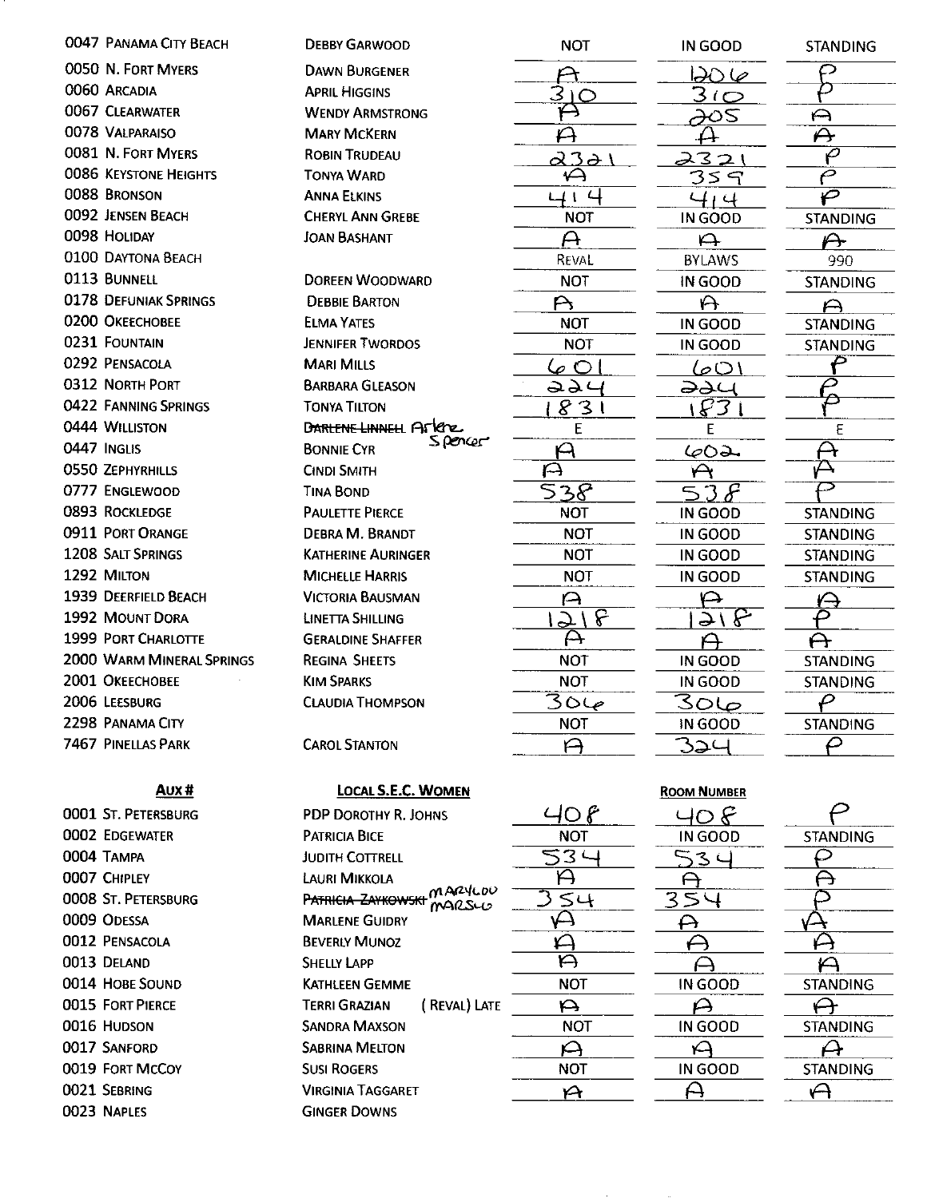| | | | | |
|---|---|---|---|---|
| 0047 Panama City Beach | Debby Garwood | NOT | IN GOOD | STANDING |
| 0050 N. Fort Myers | Dawn Burgener | A | 1206 | P |
| 0060 Arcadia | April Higgins | 310 | 310 | P |
| 0067 Clearwater | Wendy Armstrong | A | 205 | A |
| 0078 Valparaiso | Mary McKern | A | A | A |
| 0081 N. Fort Myers | Robin Trudeau | 2321 | 2321 | P |
| 0086 Keystone Heights | Tonya Ward | A | 359 | P |
| 0088 Bronson | Anna Elkins | 414 | 414 | P |
| 0092 Jensen Beach | Cheryl Ann Grebe | NOT | IN GOOD | STANDING |
| 0098 Holiday | Joan Bashant | A | A | A |
| 0100 Daytona Beach | | REVAL | BYLAWS | 990 |
| 0113 Bunnell | Doreen Woodward | NOT | IN GOOD | STANDING |
| 0178 Defuniak Springs | Debbie Barton | A | A | A |
| 0200 Okeechobee | Elma Yates | NOT | IN GOOD | STANDING |
| 0231 Fountain | Jennifer Twordos | NOT | IN GOOD | STANDING |
| 0292 Pensacola | Mari Mills | 601 | 601 | P |
| 0312 North Port | Barbara Gleason | 224 | 224 | P |
| 0422 Fanning Springs | Tonya Tilton | 1831 | 1831 | P |
| 0444 Williston | ~~Darlene Linnell~~ Arlene Spencer | E | E | E |
| 0447 Inglis | Bonnie Cyr | A | 602 | A |
| 0550 Zephyrhills | Cindi Smith | A | A | A |
| 0777 Englewood | Tina Bond | 538 | 538 | P |
| 0893 Rockledge | Paulette Pierce | NOT | IN GOOD | STANDING |
| 0911 Port Orange | Debra M. Brandt | NOT | IN GOOD | STANDING |
| 1208 Salt Springs | Katherine Auringer | NOT | IN GOOD | STANDING |
| 1292 Milton | Michelle Harris | NOT | IN GOOD | STANDING |
| 1939 Deerfield Beach | Victoria Bausman | A | A | A |
| 1992 Mount Dora | Linetta Shilling | 1218 | 1218 | P |
| 1999 Port Charlotte | Geraldine Shaffer | A | A | A |
| 2000 Warm Mineral Springs | Regina Sheets | NOT | IN GOOD | STANDING |
| 2001 Okeechobee | Kim Sparks | NOT | IN GOOD | STANDING |
| 2006 Leesburg | Claudia Thompson | 306 | 306 | P |
| 2298 Panama City | | NOT | IN GOOD | STANDING |
| 7467 Pinellas Park | Carol Stanton | A | 324 | P |

| Aux # | Local S.E.C. Women | | Room Number | |
|---|---|---|---|---|
| 0001 St. Petersburg | PDP Dorothy R. Johns | 408 | 408 | P |
| 0002 Edgewater | Patricia Bice | NOT | IN GOOD | STANDING |
| 0004 Tampa | Judith Cottrell | 534 | 534 | P |
| 0007 Chipley | Lauri Mikkola | A | A | A |
| 0008 St. Petersburg | ~~Patricia Zaykowski~~ Marylou Marsh | 354 | 354 | P |
| 0009 Odessa | Marlene Guidry | A | A | A |
| 0012 Pensacola | Beverly Munoz | A | A | A |
| 0013 DeLand | Shelly Lapp | A | A | A |
| 0014 Hobe Sound | Kathleen Gemme | NOT | IN GOOD | STANDING |
| 0015 Fort Pierce | Terri Grazian (Reval) Late | A | A | A |
| 0016 Hudson | Sandra Maxson | NOT | IN GOOD | STANDING |
| 0017 Sanford | Sabrina Melton | A | A | A |
| 0019 Fort McCoy | Susi Rogers | NOT | IN GOOD | STANDING |
| 0021 Sebring | Virginia Taggaret | A | A | A |
| 0023 Naples | Ginger Downs | | | |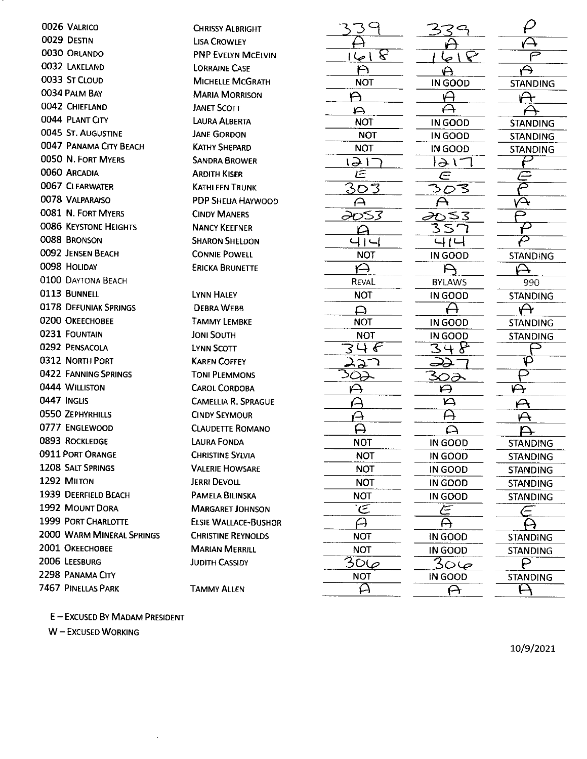| Unit | Name | | | |
|---|---|---|---|---|
| 0026 Valrico | Chrissy Albright | 339 | 339 | P |
| 0029 Destin | Lisa Crowley | A | A | A |
| 0030 Orlando | PNP Evelyn McElvin | 1618 | 1618 | P |
| 0032 Lakeland | Lorraine Case | A | A | A |
| 0033 St Cloud | Michelle McGrath | NOT | IN GOOD | STANDING |
| 0034 Palm Bay | Maria Morrison | A | A | A |
| 0042 Chiefland | Janet Scott | A | A | A |
| 0044 Plant City | Laura Alberta | NOT | IN GOOD | STANDING |
| 0045 St. Augustine | Jane Gordon | NOT | IN GOOD | STANDING |
| 0047 Panama City Beach | Kathy Shepard | NOT | IN GOOD | STANDING |
| 0050 N. Fort Myers | Sandra Brower | 1217 | 1217 | P |
| 0060 Arcadia | Ardith Kiser | E | E | E |
| 0067 Clearwater | Kathleen Trunk | 303 | 303 | P |
| 0078 Valparaiso | PDP Shelia Haywood | A | A | A |
| 0081 N. Fort Myers | Cindy Maners | 2053 | 2053 | P |
| 0086 Keystone Heights | Nancy Keefner | A | 357 | P |
| 0088 Bronson | Sharon Sheldon | 414 | 414 | P |
| 0092 Jensen Beach | Connie Powell | NOT | IN GOOD | STANDING |
| 0098 Holiday | Ericka Brunette | A | A | A |
| 0100 Daytona Beach | | REVAL | BYLAWS | 990 |
| 0113 Bunnell | Lynn Haley | NOT | IN GOOD | STANDING |
| 0178 Defuniak Springs | Debra Webb | A | A | A |
| 0200 Okeechobee | Tammy Lembke | NOT | IN GOOD | STANDING |
| 0231 Fountain | Joni South | NOT | IN GOOD | STANDING |
| 0292 Pensacola | Lynn Scott | 348 | 348 | P |
| 0312 North Port | Karen Coffey | 227 | 227 | P |
| 0422 Fanning Springs | Toni Plemmons | 302 | 302 | P |
| 0444 Williston | Carol Cordoba | A | A | A |
| 0447 Inglis | Camellia R. Sprague | A | A | A |
| 0550 Zephyrhills | Cindy Seymour | A | A | A |
| 0777 Englewood | Claudette Romano | A | A | A |
| 0893 Rockledge | Laura Fonda | NOT | IN GOOD | STANDING |
| 0911 Port Orange | Christine Sylvia | NOT | IN GOOD | STANDING |
| 1208 Salt Springs | Valerie Howsare | NOT | IN GOOD | STANDING |
| 1292 Milton | Jerri Devoll | NOT | IN GOOD | STANDING |
| 1939 Deerfield Beach | Pamela Bilinska | NOT | IN GOOD | STANDING |
| 1992 Mount Dora | Margaret Johnson | E | E | E |
| 1999 Port Charlotte | Elsie Wallace-Bushor | A | A | A |
| 2000 Warm Mineral Springs | Christine Reynolds | NOT | IN GOOD | STANDING |
| 2001 Okeechobee | Marian Merrill | NOT | IN GOOD | STANDING |
| 2006 Leesburg | Judith Cassidy | 306 | 306 | P |
| 2298 Panama City | | NOT | IN GOOD | STANDING |
| 7467 Pinellas Park | Tammy Allen | A | A | A |

E – Excused By Madam President

W – Excused Working

10/9/2021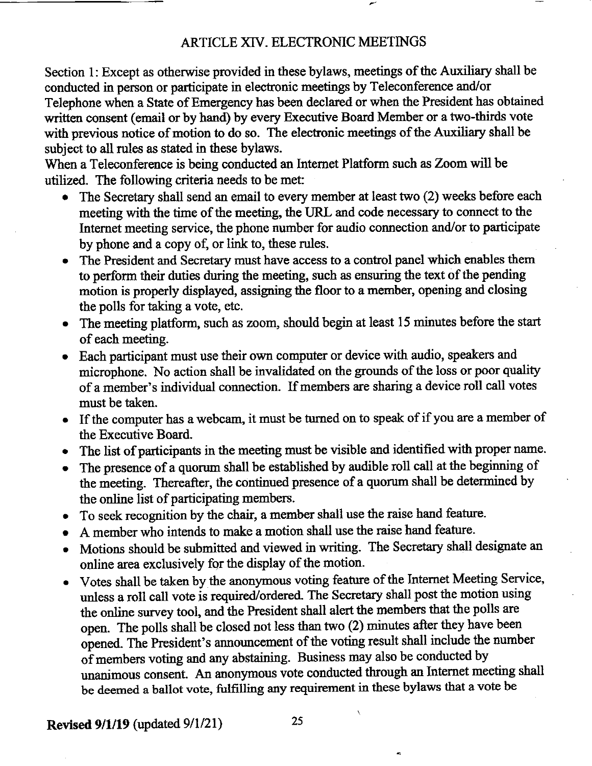# ARTICLE XIV. ELECTRONIC MEETINGS

Section 1: Except as otherwise provided in these bylaws, meetings of the Auxiliary shall be conducted in person or participate in electronic meetings by Teleconference and/or Telephone when a State of Emergency has been declared or when the President has obtained written consent (email or by hand) by every Executive Board Member or a two-thirds vote with previous notice of motion to do so. The electronic meetings of the Auxiliary shall be subject to all rules as stated in these bylaws.

When a Teleconference is being conducted an Internet Platform such as Zoom will be utilized. The following criteria needs to be met:

- The Secretary shall send an email to every member at least two (2) weeks before each meeting with the time of the meeting, the URL and code necessary to connect to the Internet meeting service, the phone number for audio connection and/or to participate by phone and a copy of, or link to, these rules.
- The President and Secretary must have access to a control panel which enables them to perform their duties during the meeting, such as ensuring the text of the pending motion is properly displayed, assigning the floor to a member, opening and closing the polls for taking a vote, etc.
- The meeting platform, such as zoom, should begin at least 15 minutes before the start of each meeting.
- Each participant must use their own computer or device with audio, speakers and microphone. No action shall be invalidated on the grounds of the loss or poor quality of a member's individual connection. If members are sharing a device roll call votes must be taken.
- If the computer has a webcam, it must be turned on to speak of if you are a member of the Executive Board.
- The list of participants in the meeting must be visible and identified with proper name.
- The presence of a quorum shall be established by audible roll call at the beginning of the meeting. Thereafter, the continued presence of a quorum shall be determined by the online list of participating members.
- To seek recognition by the chair, a member shall use the raise hand feature.
- A member who intends to make a motion shall use the raise hand feature.
- Motions should be submitted and viewed in writing. The Secretary shall designate an online area exclusively for the display of the motion.
- Votes shall be taken by the anonymous voting feature of the Internet Meeting Service, unless a roll call vote is required/ordered. The Secretary shall post the motion using the online survey tool, and the President shall alert the members that the polls are open. The polls shall be closed not less than two (2) minutes after they have been opened. The President's announcement of the voting result shall include the number of members voting and any abstaining. Business may also be conducted by unanimous consent. An anonymous vote conducted through an Internet meeting shall be deemed a ballot vote, fulfilling any requirement in these bylaws that a vote be

**Revised 9/1/19** (updated 9/1/21)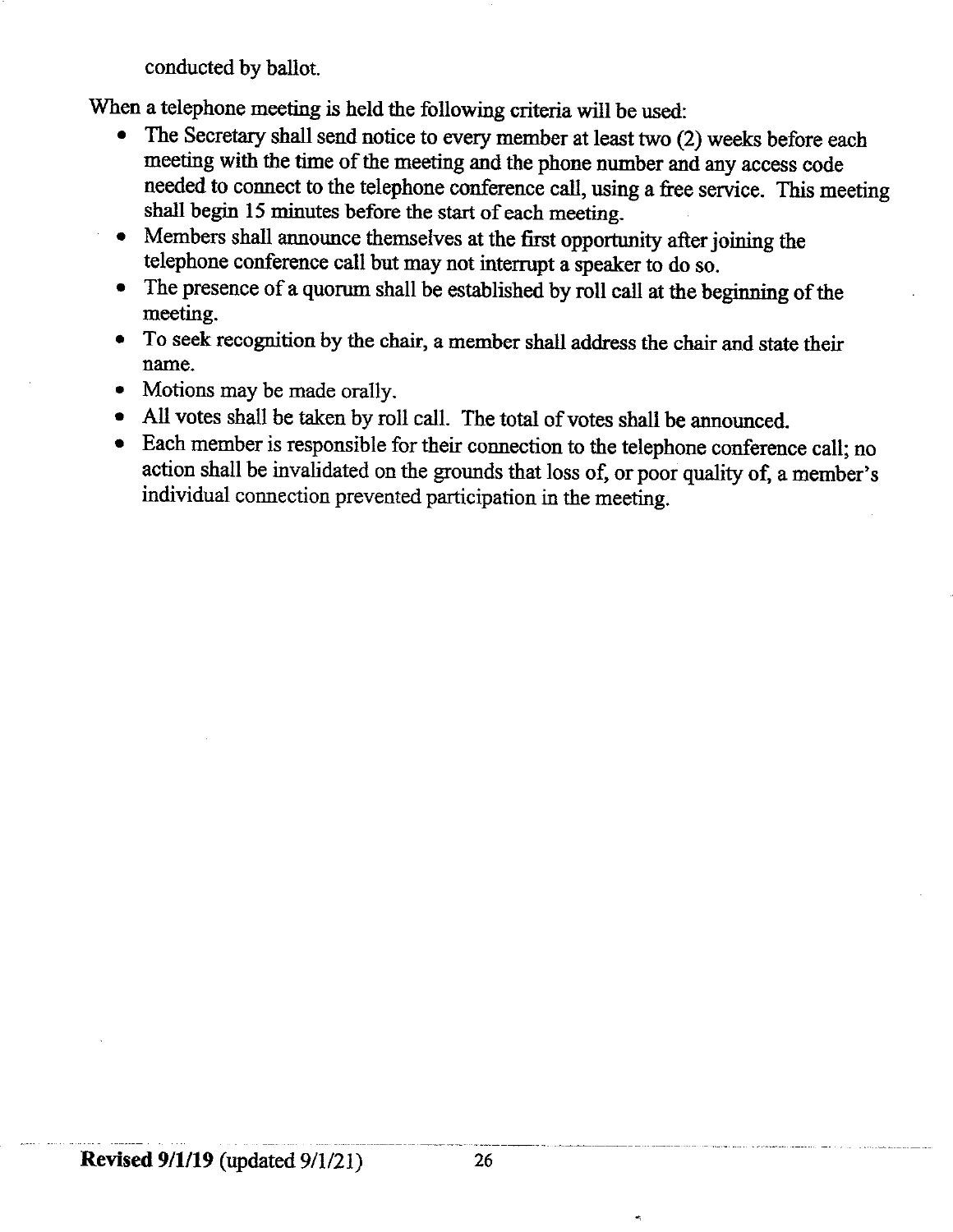conducted by ballot.

When a telephone meeting is held the following criteria will be used:

- The Secretary shall send notice to every member at least two (2) weeks before each meeting with the time of the meeting and the phone number and any access code needed to connect to the telephone conference call, using a free service. This meeting shall begin 15 minutes before the start of each meeting.
- Members shall announce themselves at the first opportunity after joining the telephone conference call but may not interrupt a speaker to do so.
- The presence of a quorum shall be established by roll call at the beginning of the meeting.
- To seek recognition by the chair, a member shall address the chair and state their name.
- Motions may be made orally.
- All votes shall be taken by roll call. The total of votes shall be announced.
- Each member is responsible for their connection to the telephone conference call; no action shall be invalidated on the grounds that loss of, or poor quality of, a member's individual connection prevented participation in the meeting.